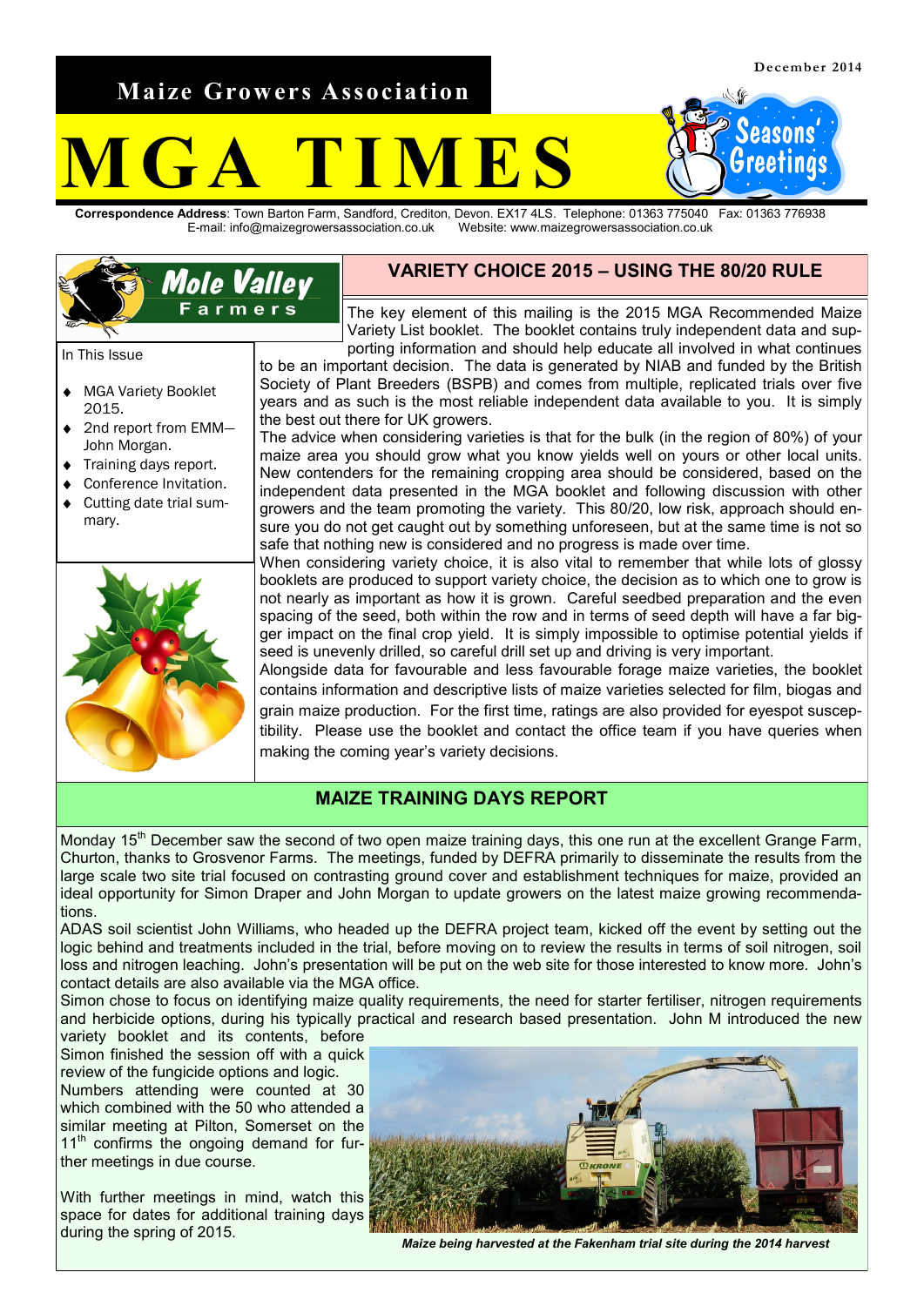December 2014

**Maize Growers Association**

# MGA TIMES

Seasons' Greetings

**Correspondence Address**: Town Barton Farm, Sandford, Crediton, Devon. EX17 4LS. Telephone: 01363 775040 Fax: 01363 776938
E-mail: info@maizegrowersassociation.co.uk Website: www.maizegrowersassociation.co.uk

Mole Valley Farmers

In This Issue

- MGA Variety Booklet 2015.
- 2nd report from EMM—John Morgan.
- Training days report.
- Conference Invitation.
- Cutting date trial summary.

## VARIETY CHOICE 2015 – USING THE 80/20 RULE

The key element of this mailing is the 2015 MGA Recommended Maize Variety List booklet. The booklet contains truly independent data and supporting information and should help educate all involved in what continues to be an important decision. The data is generated by NIAB and funded by the British Society of Plant Breeders (BSPB) and comes from multiple, replicated trials over five years and as such is the most reliable independent data available to you. It is simply the best out there for UK growers.

The advice when considering varieties is that for the bulk (in the region of 80%) of your maize area you should grow what you know yields well on yours or other local units. New contenders for the remaining cropping area should be considered, based on the independent data presented in the MGA booklet and following discussion with other growers and the team promoting the variety. This 80/20, low risk, approach should ensure you do not get caught out by something unforeseen, but at the same time is not so safe that nothing new is considered and no progress is made over time.

When considering variety choice, it is also vital to remember that while lots of glossy booklets are produced to support variety choice, the decision as to which one to grow is not nearly as important as how it is grown. Careful seedbed preparation and the even spacing of the seed, both within the row and in terms of seed depth will have a far bigger impact on the final crop yield. It is simply impossible to optimise potential yields if seed is unevenly drilled, so careful drill set up and driving is very important.

Alongside data for favourable and less favourable forage maize varieties, the booklet contains information and descriptive lists of maize varieties selected for film, biogas and grain maize production. For the first time, ratings are also provided for eyespot susceptibility. Please use the booklet and contact the office team if you have queries when making the coming year's variety decisions.

## MAIZE TRAINING DAYS REPORT

Monday 15th December saw the second of two open maize training days, this one run at the excellent Grange Farm, Churton, thanks to Grosvenor Farms. The meetings, funded by DEFRA primarily to disseminate the results from the large scale two site trial focused on contrasting ground cover and establishment techniques for maize, provided an ideal opportunity for Simon Draper and John Morgan to update growers on the latest maize growing recommendations.

ADAS soil scientist John Williams, who headed up the DEFRA project team, kicked off the event by setting out the logic behind and treatments included in the trial, before moving on to review the results in terms of soil nitrogen, soil loss and nitrogen leaching. John's presentation will be put on the web site for those interested to know more. John's contact details are also available via the MGA office.

Simon chose to focus on identifying maize quality requirements, the need for starter fertiliser, nitrogen requirements and herbicide options, during his typically practical and research based presentation. John M introduced the new variety booklet and its contents, before Simon finished the session off with a quick review of the fungicide options and logic.

Numbers attending were counted at 30 which combined with the 50 who attended a similar meeting at Pilton, Somerset on the 11th confirms the ongoing demand for further meetings in due course.

With further meetings in mind, watch this space for dates for additional training days during the spring of 2015.

*Maize being harvested at the Fakenham trial site during the 2014 harvest*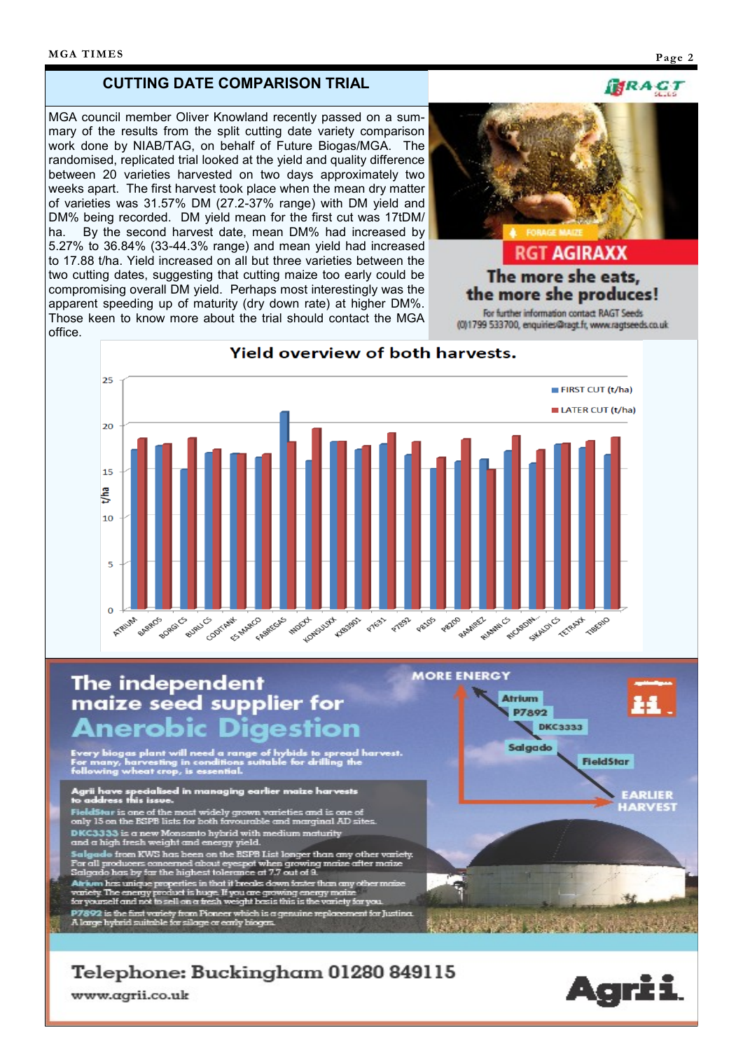## CUTTING DATE COMPARISON TRIAL

MGA council member Oliver Knowland recently passed on a summary of the results from the split cutting date variety comparison work done by NIAB/TAG, on behalf of Future Biogas/MGA. The randomised, replicated trial looked at the yield and quality difference between 20 varieties harvested on two days approximately two weeks apart. The first harvest took place when the mean dry matter of varieties was 31.57% DM (27.2-37% range) with DM yield and DM% being recorded. DM yield mean for the first cut was 17tDM/ha. By the second harvest date, mean DM% had increased by 5.27% to 36.84% (33-44.3% range) and mean yield had increased to 17.88 t/ha. Yield increased on all but three varieties between the two cutting dates, suggesting that cutting maize too early could be compromising overall DM yield. Perhaps most interestingly was the apparent speeding up of maturity (dry down rate) at higher DM%. Those keen to know more about the trial should contact the MGA office.

RAGT SEEDS

FORAGE MAIZE

RGT AGIRAXX

The more she eats, the more she produces!

For further information contact RAGT Seeds (0)1799 533700, enquiries@ragt.fr, www.ragtseeds.co.uk

**Yield overview of both harvests.**

FIRST CUT (t/ha)
LATER CUT (t/ha)

t/ha

0
5
10
15
20
25

ATRIUM, BARROS, BORGI CS, BURLI CS, CODITANK, ES MARCO, FABREGAS, INDEXX, KONSULIXX, KXB3901, P7631, P7892, P8105, P8200, RAMIREZ, RIANNI CS, RICARDIN..., SIKALDI CS, TETRAXX, TIBERIO

## The independent maize seed supplier for Anerobic Digestion

Every biogas plant will need a range of hybids to spread harvest. For many, harvesting in conditions suitable for drilling the following wheat crop, is essential.

Agrii have specialised in managing earlier maize harvests to address this issue.

**FieldStar** is one of the most widely grown varieties and is one of only 15 on the BSPB lists for both favourable and marginal AD sites.

**DKC3333** is a new Monsanto hybrid with medium maturity and a high fresh weight and energy yield.

**Salgado** from KWS has been on the BSPB List longer than any other variety. For all producers concerned about eyespot when growing maize after maize Salgado has by far the highest tolerance at 7.7 out of 9.

**Atrium** has unique properties in that it breaks down faster than any other maize variety. The energy product is huge. If you are growing energy maize for yourself and not to sell on a fresh weight basis this is the variety for you.

**P7892** is the first variety from Pioneer which is a genuine replacement for Justina. A large hybrid suitable for silage or early biogas.

MORE ENERGY

Atrium
P7892
DKC3333
Salgado
FieldStar

EARLIER HARVEST

Telephone: Buckingham 01280 849115

www.agrii.co.uk

Agrii